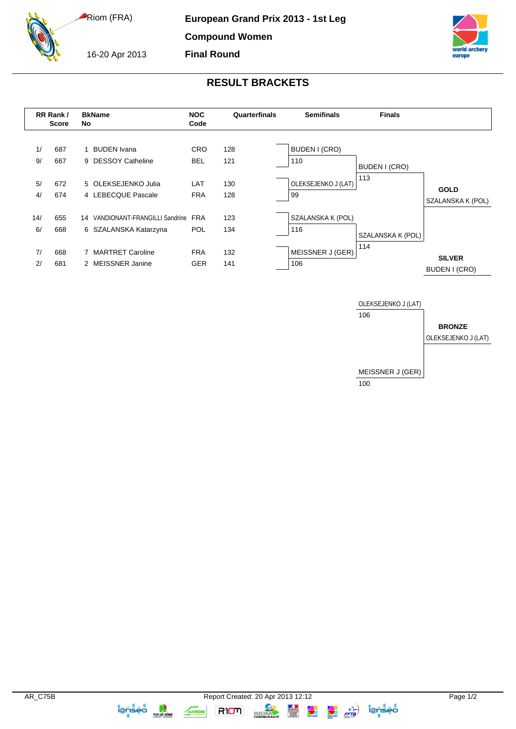Riom (FRA)

16-20 Apr 2013

# European Grand Prix 2013 - 1st Leg

## Compound Women

## Final Round

## RESULT BRACKETS

| RR Rank / | Score | BkNo | Name | NOC Code | Quarterfinals |
|---|---|---|---|---|---|
| 1/ | 687 | 1 | BUDEN Ivana | CRO | 128 |
| 9/ | 667 | 9 | DESSOY Catheline | BEL | 121 |
| 5/ | 672 | 5 | OLEKSEJENKO Julia | LAT | 130 |
| 4/ | 674 | 4 | LEBECQUE Pascale | FRA | 128 |
| 14/ | 655 | 14 | VANDIONANT-FRANGILLI Sandrine | FRA | 123 |
| 6/ | 668 | 6 | SZALANSKA Katarzyna | POL | 134 |
| 7/ | 668 | 7 | MARTRET Caroline | FRA | 132 |
| 2/ | 681 | 2 | MEISSNER Janine | GER | 141 |

**Semifinals**

| Match | Archer | Score |
|---|---|---|
| 1 | BUDEN I (CRO) | 110 |
| 1 | OLEKSEJENKO J (LAT) | 99 |
| 2 | SZALANSKA K (POL) | 116 |
| 2 | MEISSNER J (GER) | 106 |

**Finals**

| Archer | Score |
|---|---|
| BUDEN I (CRO) | 113 |
| SZALANSKA K (POL) | 114 |

**GOLD**
SZALANSKA K (POL)

**SILVER**
BUDEN I (CRO)

**Bronze Match**

| Archer | Score |
|---|---|
| OLEKSEJENKO J (LAT) | 106 |
| MEISSNER J (GER) | 100 |

**BRONZE**
OLEKSEJENKO J (LAT)

AR_C75B

Report Created: 20 Apr 2013 12:12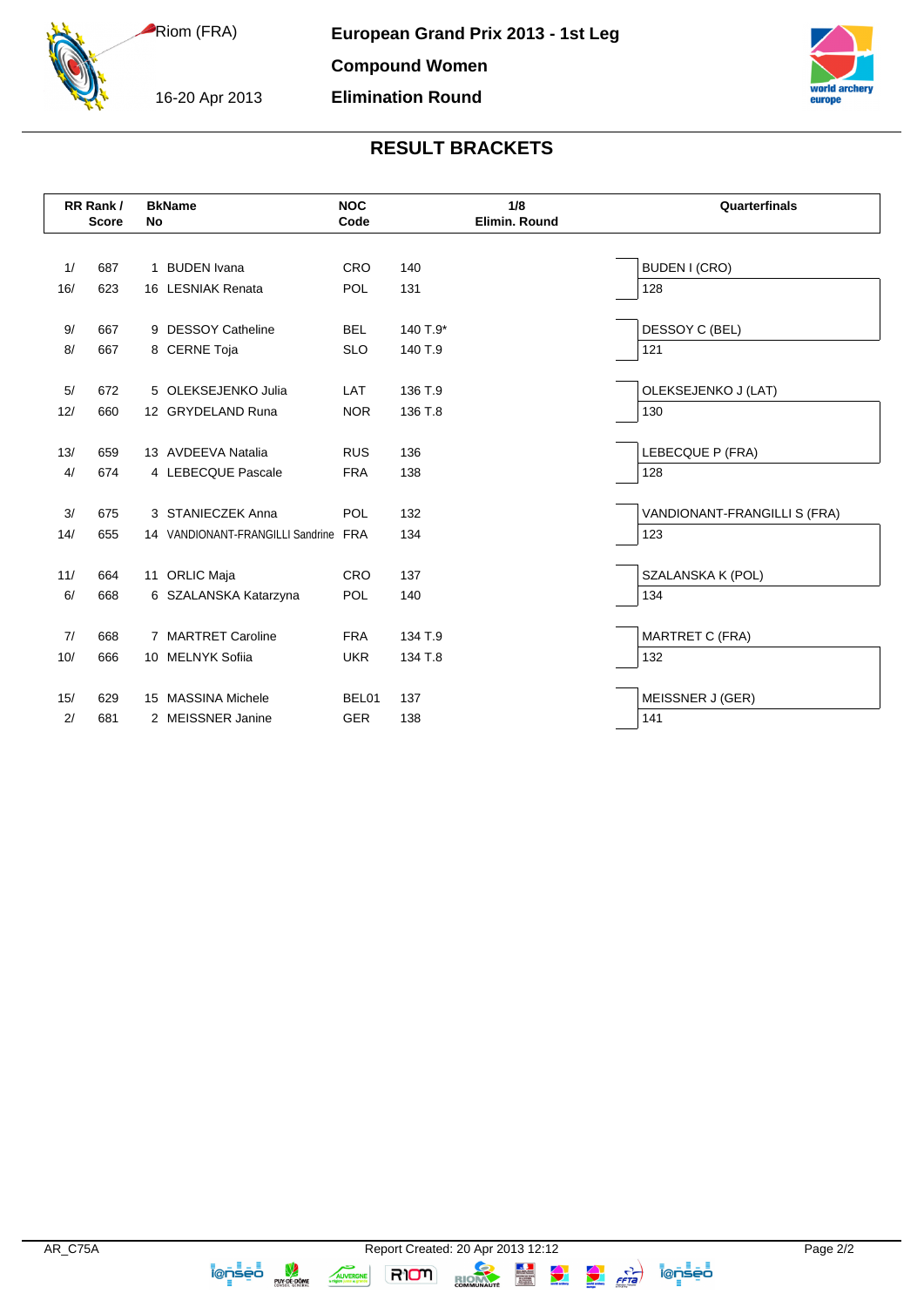Riom (FRA)

16-20 Apr 2013

# European Grand Prix 2013 - 1st Leg

## Compound Women

## Elimination Round

### RESULT BRACKETS

| RR Rank / | Score | BkName No | | NOC Code | 1/8 Elimin. Round | Quarterfinals |
|---|---|---|---|---|---|---|
| 1/ | 687 | 1 | BUDEN Ivana | CRO | 140 | BUDEN I (CRO) |
| 16/ | 623 | 16 | LESNIAK Renata | POL | 131 | 128 |
| 9/ | 667 | 9 | DESSOY Catheline | BEL | 140 T.9* | DESSOY C (BEL) |
| 8/ | 667 | 8 | CERNE Toja | SLO | 140 T.9 | 121 |
| 5/ | 672 | 5 | OLEKSEJENKO Julia | LAT | 136 T.9 | OLEKSEJENKO J (LAT) |
| 12/ | 660 | 12 | GRYDELAND Runa | NOR | 136 T.8 | 130 |
| 13/ | 659 | 13 | AVDEEVA Natalia | RUS | 136 | LEBECQUE P (FRA) |
| 4/ | 674 | 4 | LEBECQUE Pascale | FRA | 138 | 128 |
| 3/ | 675 | 3 | STANIECZEK Anna | POL | 132 | VANDIONANT-FRANGILLI S (FRA) |
| 14/ | 655 | 14 | VANDIONANT-FRANGILLI Sandrine | FRA | 134 | 123 |
| 11/ | 664 | 11 | ORLIC Maja | CRO | 137 | SZALANSKA K (POL) |
| 6/ | 668 | 6 | SZALANSKA Katarzyna | POL | 140 | 134 |
| 7/ | 668 | 7 | MARTRET Caroline | FRA | 134 T.9 | MARTRET C (FRA) |
| 10/ | 666 | 10 | MELNYK Sofiia | UKR | 134 T.8 | 132 |
| 15/ | 629 | 15 | MASSINA Michele | BEL01 | 137 | MEISSNER J (GER) |
| 2/ | 681 | 2 | MEISSNER Janine | GER | 138 | 141 |

AR_C75A

Report Created: 20 Apr 2013 12:12